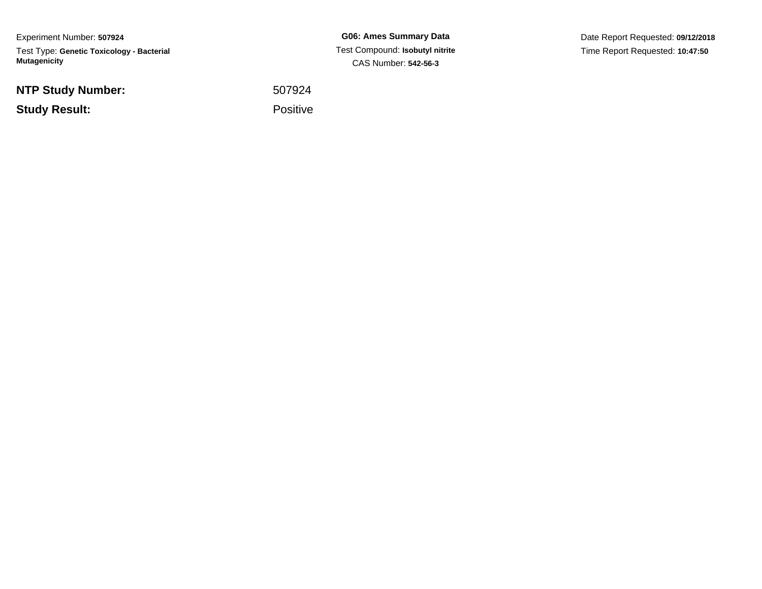Experiment Number: **507924**

Test Type: **Genetic Toxicology - Bacterial Mutagenicity**

**G06: Ames Summary Data**

Test Compound: **Isobutyl nitrite**

CAS Number: **542-56-3**

Date Report Requested: **09/12/2018**

Time Report Requested: **10:47:50**

| | |
|---|---|
| **NTP Study Number:** | 507924 |
| **Study Result:** | Positive |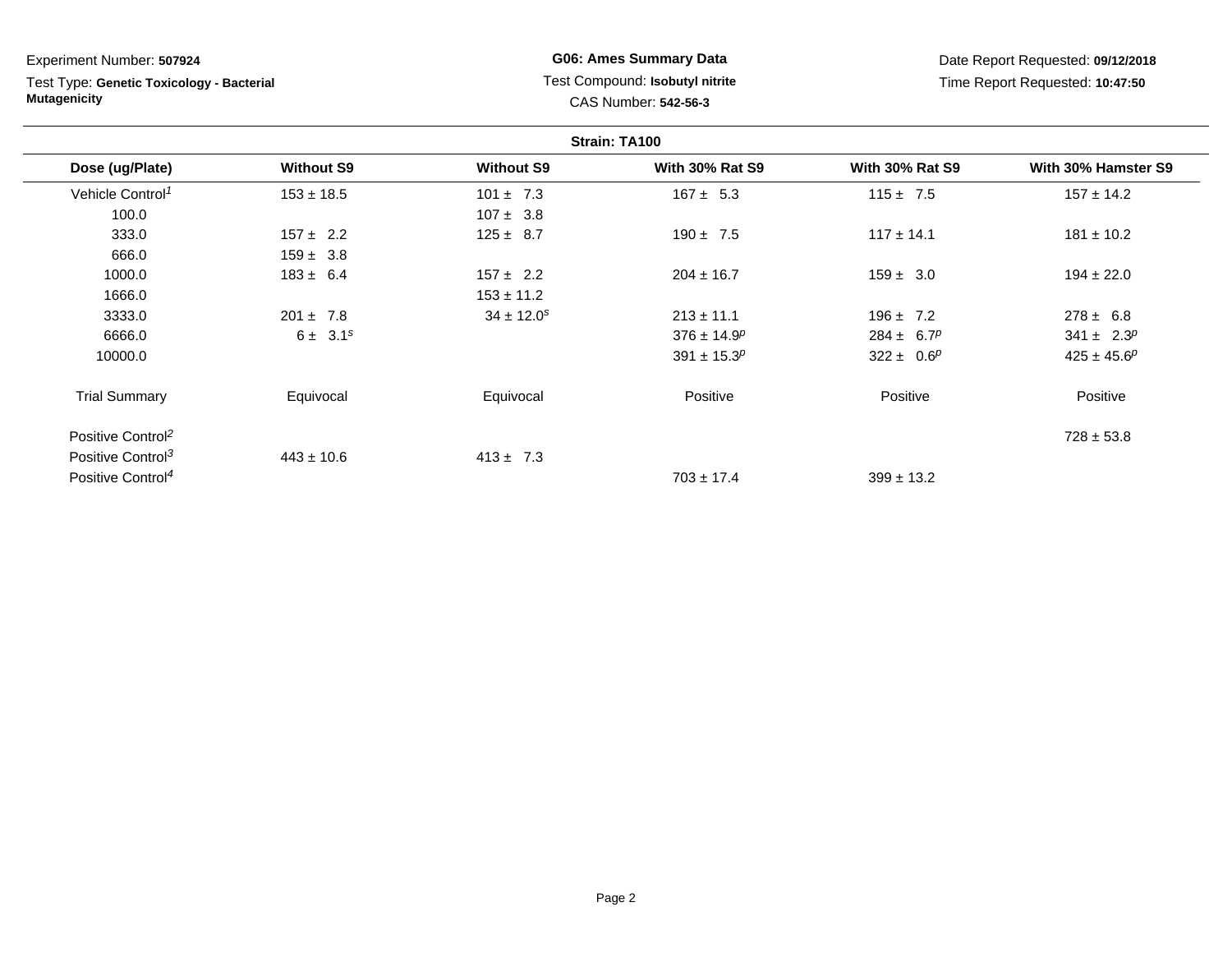Experiment Number: **507924**

Test Type: **Genetic Toxicology - Bacterial Mutagenicity**

**G06: Ames Summary Data**

Test Compound: **Isobutyl nitrite**

CAS Number: **542-56-3**

Date Report Requested: **09/12/2018**

Time Report Requested: **10:47:50**

**Strain: TA100**

| Dose (ug/Plate) | Without S9 | Without S9 | With 30% Rat S9 | With 30% Rat S9 | With 30% Hamster S9 |
|---|---|---|---|---|---|
| Vehicle Control[1] | 153 ± 18.5 | 101 ± 7.3 | 167 ± 5.3 | 115 ± 7.5 | 157 ± 14.2 |
| 100.0 | | 107 ± 3.8 | | | |
| 333.0 | 157 ± 2.2 | 125 ± 8.7 | 190 ± 7.5 | 117 ± 14.1 | 181 ± 10.2 |
| 666.0 | 159 ± 3.8 | | | | |
| 1000.0 | 183 ± 6.4 | 157 ± 2.2 | 204 ± 16.7 | 159 ± 3.0 | 194 ± 22.0 |
| 1666.0 | | 153 ± 11.2 | | | |
| 3333.0 | 201 ± 7.8 | 34 ± 12.0[s] | 213 ± 11.1 | 196 ± 7.2 | 278 ± 6.8 |
| 6666.0 | 6 ± 3.1[s] | | 376 ± 14.9[p] | 284 ± 6.7[p] | 341 ± 2.3[p] |
| 10000.0 | | | 391 ± 15.3[p] | 322 ± 0.6[p] | 425 ± 45.6[p] |
| Trial Summary | Equivocal | Equivocal | Positive | Positive | Positive |
| Positive Control[2] | | | | | 728 ± 53.8 |
| Positive Control[3] | 443 ± 10.6 | 413 ± 7.3 | | | |
| Positive Control[4] | | | 703 ± 17.4 | 399 ± 13.2 | |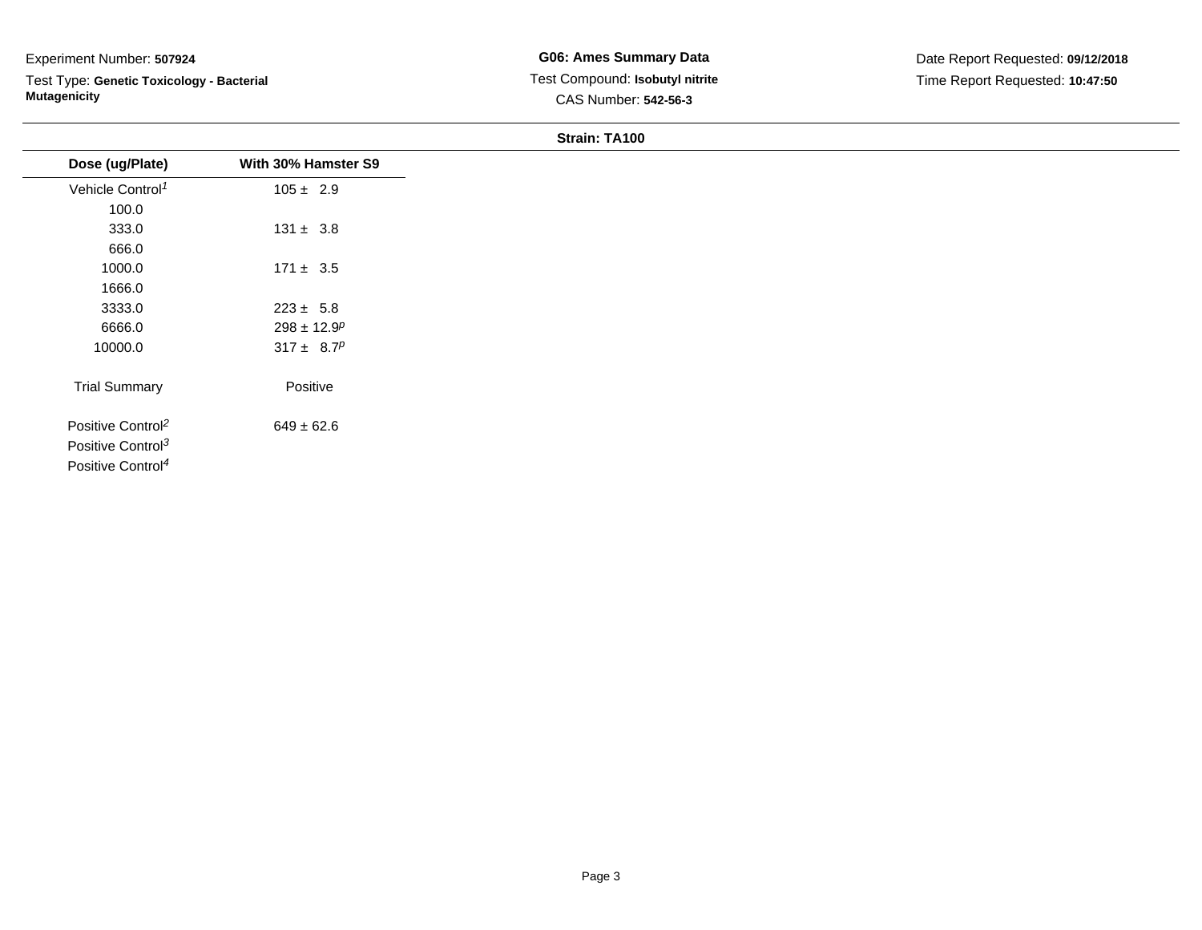Experiment Number: **507924**

Test Type: **Genetic Toxicology - Bacterial Mutagenicity**

**G06: Ames Summary Data**

Test Compound: **Isobutyl nitrite**

CAS Number: **542-56-3**

Date Report Requested: **09/12/2018**

Time Report Requested: **10:47:50**

**Strain: TA100**

| Dose (ug/Plate) | With 30% Hamster S9 |
|---|---|
| Vehicle Control[1] | 105 ± 2.9 |
| 100.0 | |
| 333.0 | 131 ± 3.8 |
| 666.0 | |
| 1000.0 | 171 ± 3.5 |
| 1666.0 | |
| 3333.0 | 223 ± 5.8 |
| 6666.0 | 298 ± 12.9[p] |
| 10000.0 | 317 ± 8.7[p] |
| Trial Summary | Positive |
| Positive Control[2] | 649 ± 62.6 |
| Positive Control[3] | |
| Positive Control[4] | |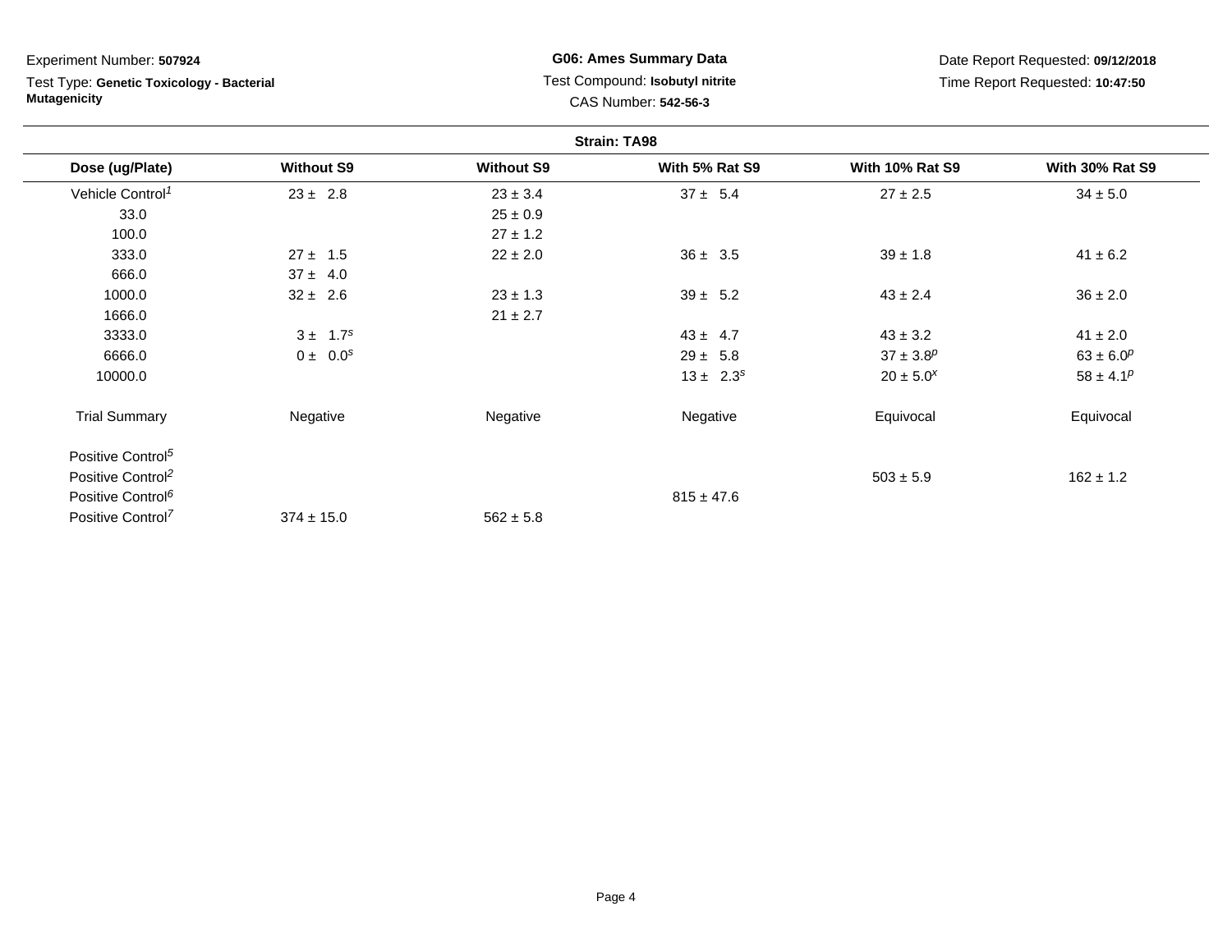Experiment Number: **507924**

Test Type: **Genetic Toxicology - Bacterial Mutagenicity**

**G06: Ames Summary Data**

Test Compound: **Isobutyl nitrite**

CAS Number: **542-56-3**

Date Report Requested: **09/12/2018**

Time Report Requested: **10:47:50**

**Strain: TA98**

| Dose (ug/Plate) | Without S9 | Without S9 | With 5% Rat S9 | With 10% Rat S9 | With 30% Rat S9 |
|---|---|---|---|---|---|
| Vehicle Control[1] | 23 ± 2.8 | 23 ± 3.4 | 37 ± 5.4 | 27 ± 2.5 | 34 ± 5.0 |
| 33.0 | | 25 ± 0.9 | | | |
| 100.0 | | 27 ± 1.2 | | | |
| 333.0 | 27 ± 1.5 | 22 ± 2.0 | 36 ± 3.5 | 39 ± 1.8 | 41 ± 6.2 |
| 666.0 | 37 ± 4.0 | | | | |
| 1000.0 | 32 ± 2.6 | 23 ± 1.3 | 39 ± 5.2 | 43 ± 2.4 | 36 ± 2.0 |
| 1666.0 | | 21 ± 2.7 | | | |
| 3333.0 | 3 ± 1.7[s] | | 43 ± 4.7 | 43 ± 3.2 | 41 ± 2.0 |
| 6666.0 | 0 ± 0.0[s] | | 29 ± 5.8 | 37 ± 3.8[p] | 63 ± 6.0[p] |
| 10000.0 | | | 13 ± 2.3[s] | 20 ± 5.0[x] | 58 ± 4.1[p] |
| Trial Summary | Negative | Negative | Negative | Equivocal | Equivocal |
| Positive Control[5] | | | | | |
| Positive Control[2] | | | | 503 ± 5.9 | 162 ± 1.2 |
| Positive Control[6] | | | 815 ± 47.6 | | |
| Positive Control[7] | 374 ± 15.0 | 562 ± 5.8 | | | |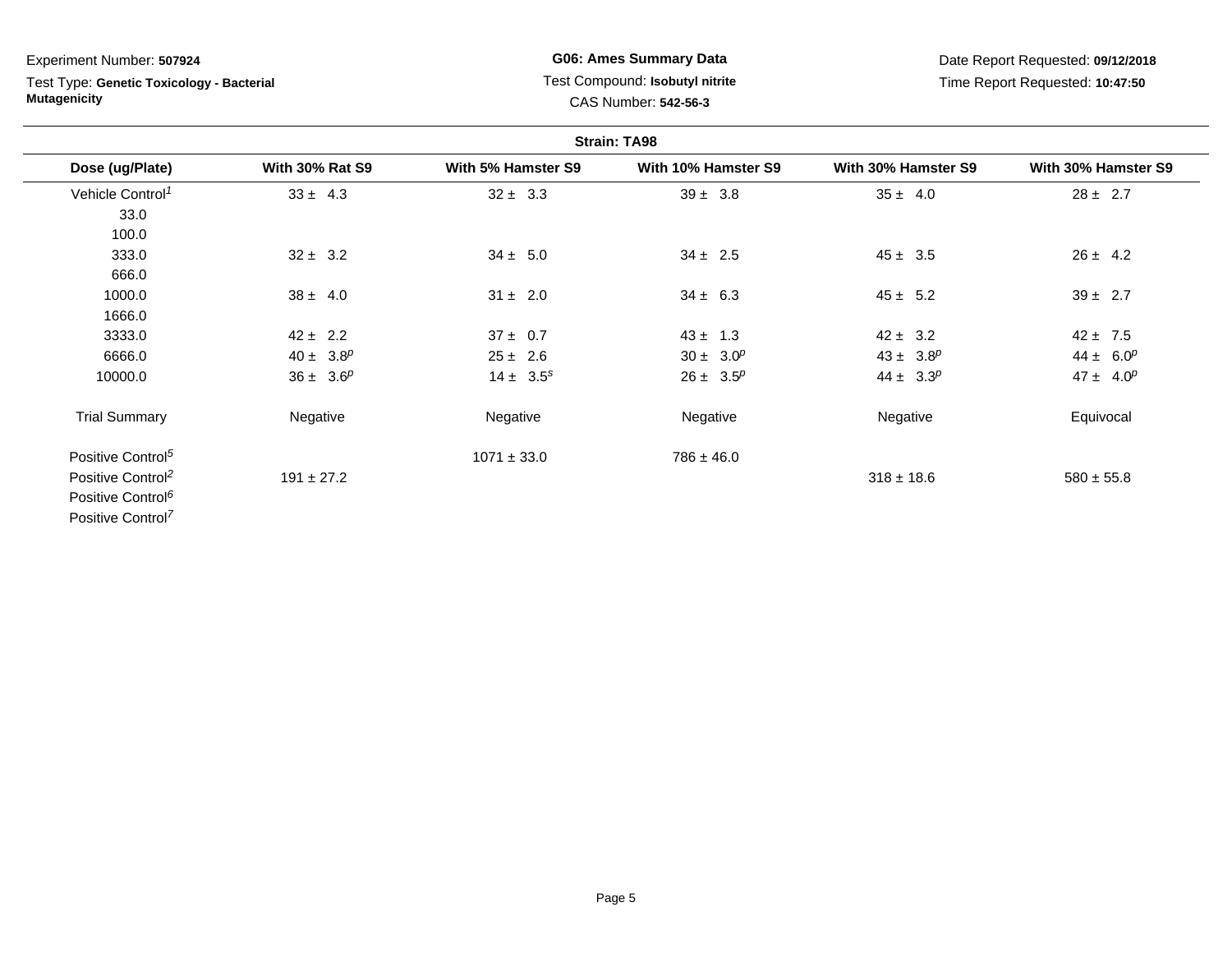Experiment Number: **507924**

Test Type: **Genetic Toxicology - Bacterial Mutagenicity**

**G06: Ames Summary Data**

Test Compound: **Isobutyl nitrite**

CAS Number: **542-56-3**

Date Report Requested: **09/12/2018**

Time Report Requested: **10:47:50**

**Strain: TA98**

| Dose (ug/Plate) | With 30% Rat S9 | With 5% Hamster S9 | With 10% Hamster S9 | With 30% Hamster S9 | With 30% Hamster S9 |
|---|---|---|---|---|---|
| Vehicle Control[1] | 33 ± 4.3 | 32 ± 3.3 | 39 ± 3.8 | 35 ± 4.0 | 28 ± 2.7 |
| 33.0 | | | | | |
| 100.0 | | | | | |
| 333.0 | 32 ± 3.2 | 34 ± 5.0 | 34 ± 2.5 | 45 ± 3.5 | 26 ± 4.2 |
| 666.0 | | | | | |
| 1000.0 | 38 ± 4.0 | 31 ± 2.0 | 34 ± 6.3 | 45 ± 5.2 | 39 ± 2.7 |
| 1666.0 | | | | | |
| 3333.0 | 42 ± 2.2 | 37 ± 0.7 | 43 ± 1.3 | 42 ± 3.2 | 42 ± 7.5 |
| 6666.0 | 40 ± 3.8[p] | 25 ± 2.6 | 30 ± 3.0[p] | 43 ± 3.8[p] | 44 ± 6.0[p] |
| 10000.0 | 36 ± 3.6[p] | 14 ± 3.5[s] | 26 ± 3.5[p] | 44 ± 3.3[p] | 47 ± 4.0[p] |
| Trial Summary | Negative | Negative | Negative | Negative | Equivocal |
| Positive Control[5] | | 1071 ± 33.0 | 786 ± 46.0 | | |
| Positive Control[2] | 191 ± 27.2 | | | 318 ± 18.6 | 580 ± 55.8 |
| Positive Control[6] | | | | | |
| Positive Control[7] | | | | | |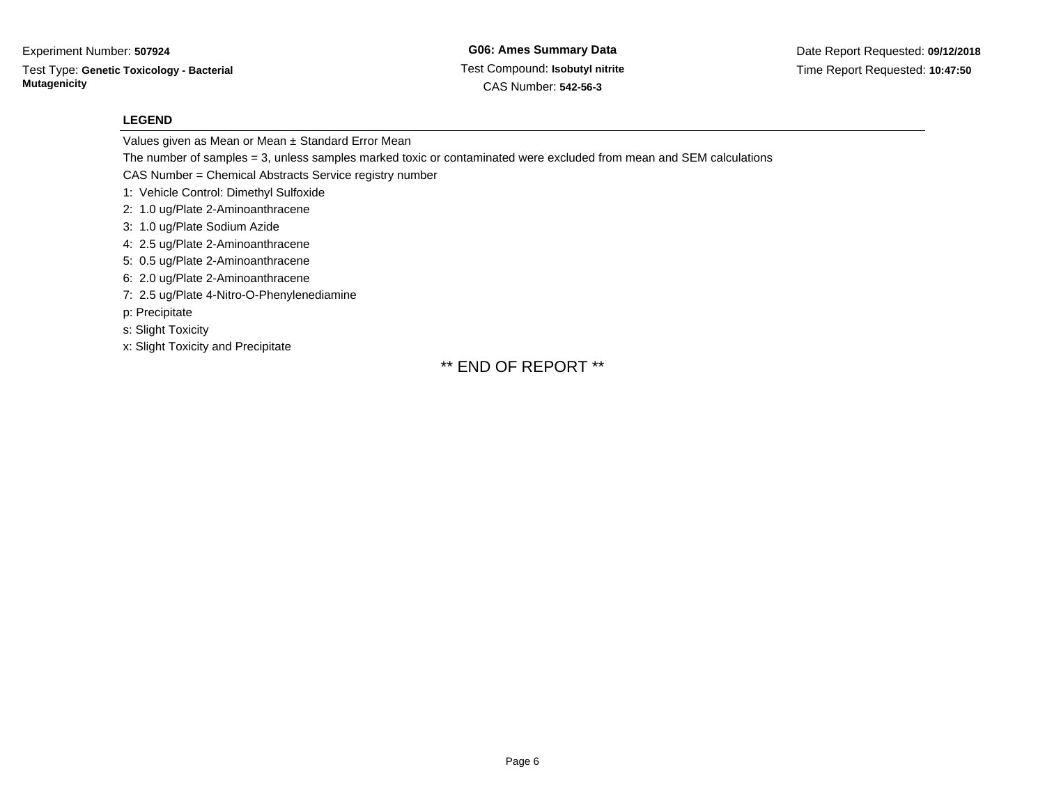Experiment Number: **507924**

Test Type: **Genetic Toxicology - Bacterial Mutagenicity**

**G06: Ames Summary Data**

Test Compound: **Isobutyl nitrite**

CAS Number: **542-56-3**

Date Report Requested: **09/12/2018**

Time Report Requested: **10:47:50**

**LEGEND**

Values given as Mean or Mean ± Standard Error Mean

The number of samples = 3, unless samples marked toxic or contaminated were excluded from mean and SEM calculations

CAS Number = Chemical Abstracts Service registry number

1: Vehicle Control: Dimethyl Sulfoxide

2: 1.0 ug/Plate 2-Aminoanthracene

3: 1.0 ug/Plate Sodium Azide

4: 2.5 ug/Plate 2-Aminoanthracene

5: 0.5 ug/Plate 2-Aminoanthracene

6: 2.0 ug/Plate 2-Aminoanthracene

7: 2.5 ug/Plate 4-Nitro-O-Phenylenediamine

p: Precipitate

s: Slight Toxicity

x: Slight Toxicity and Precipitate

** END OF REPORT **